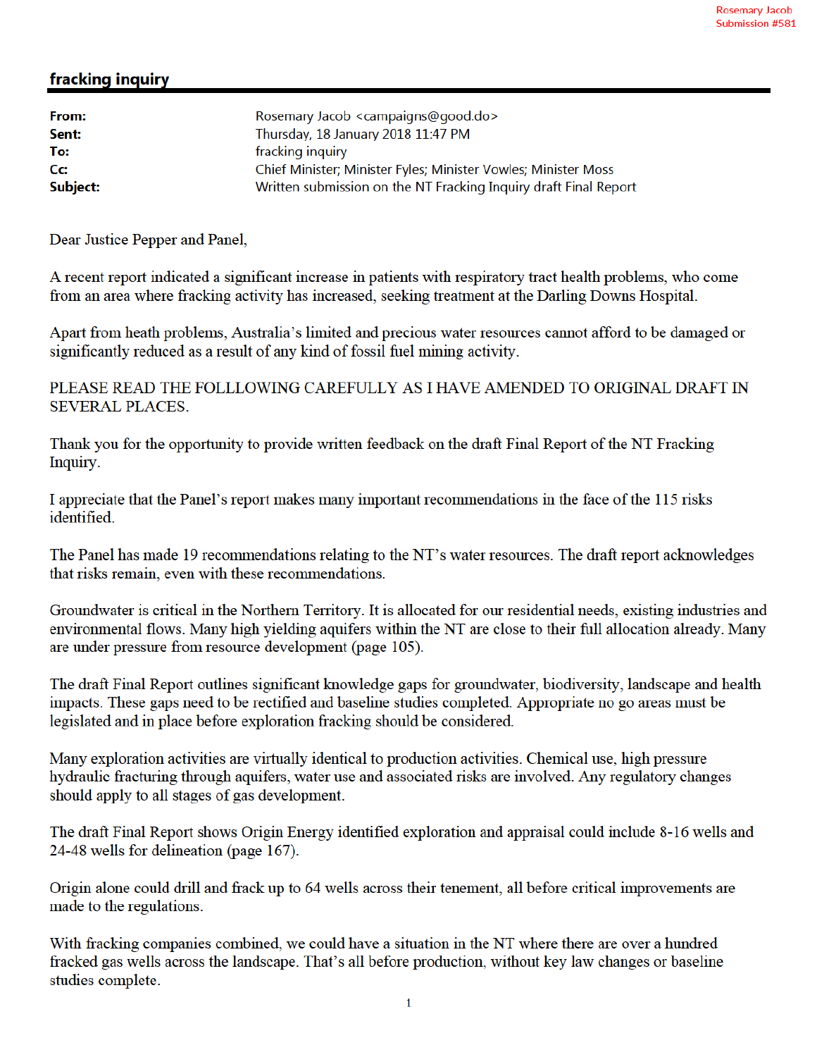Rosemary Jacob
Submission #581

## fracking inquiry

| | |
|---|---|
| **From:** | Rosemary Jacob <campaigns@good.do> |
| **Sent:** | Thursday, 18 January 2018 11:47 PM |
| **To:** | fracking inquiry |
| **Cc:** | Chief Minister; Minister Fyles; Minister Vowles; Minister Moss |
| **Subject:** | Written submission on the NT Fracking Inquiry draft Final Report |

Dear Justice Pepper and Panel,

A recent report indicated a significant increase in patients with respiratory tract health problems, who come from an area where fracking activity has increased, seeking treatment at the Darling Downs Hospital.

Apart from heath problems, Australia's limited and precious water resources cannot afford to be damaged or significantly reduced as a result of any kind of fossil fuel mining activity.

PLEASE READ THE FOLLLOWING CAREFULLY AS I HAVE AMENDED TO ORIGINAL DRAFT IN SEVERAL PLACES.

Thank you for the opportunity to provide written feedback on the draft Final Report of the NT Fracking Inquiry.

I appreciate that the Panel's report makes many important recommendations in the face of the 115 risks identified.

The Panel has made 19 recommendations relating to the NT's water resources. The draft report acknowledges that risks remain, even with these recommendations.

Groundwater is critical in the Northern Territory. It is allocated for our residential needs, existing industries and environmental flows. Many high yielding aquifers within the NT are close to their full allocation already. Many are under pressure from resource development (page 105).

The draft Final Report outlines significant knowledge gaps for groundwater, biodiversity, landscape and health impacts. These gaps need to be rectified and baseline studies completed. Appropriate no go areas must be legislated and in place before exploration fracking should be considered.

Many exploration activities are virtually identical to production activities. Chemical use, high pressure hydraulic fracturing through aquifers, water use and associated risks are involved. Any regulatory changes should apply to all stages of gas development.

The draft Final Report shows Origin Energy identified exploration and appraisal could include 8-16 wells and 24-48 wells for delineation (page 167).

Origin alone could drill and frack up to 64 wells across their tenement, all before critical improvements are made to the regulations.

With fracking companies combined, we could have a situation in the NT where there are over a hundred fracked gas wells across the landscape. That's all before production, without key law changes or baseline studies complete.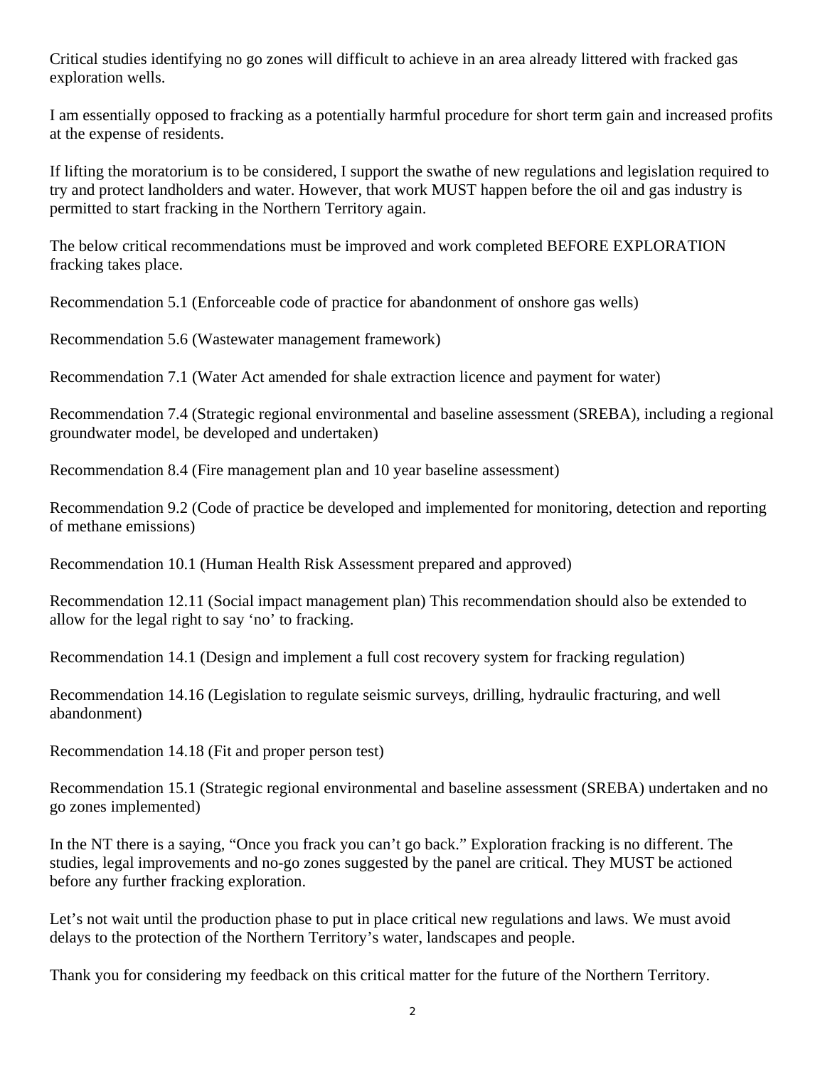Critical studies identifying no go zones will difficult to achieve in an area already littered with fracked gas exploration wells.

I am essentially opposed to fracking as a potentially harmful procedure for short term gain and increased profits at the expense of residents.

If lifting the moratorium is to be considered, I support the swathe of new regulations and legislation required to try and protect landholders and water. However, that work MUST happen before the oil and gas industry is permitted to start fracking in the Northern Territory again.

The below critical recommendations must be improved and work completed BEFORE EXPLORATION fracking takes place.

Recommendation 5.1 (Enforceable code of practice for abandonment of onshore gas wells)

Recommendation 5.6 (Wastewater management framework)

Recommendation 7.1 (Water Act amended for shale extraction licence and payment for water)

Recommendation 7.4 (Strategic regional environmental and baseline assessment (SREBA), including a regional groundwater model, be developed and undertaken)

Recommendation 8.4 (Fire management plan and 10 year baseline assessment)

Recommendation 9.2 (Code of practice be developed and implemented for monitoring, detection and reporting of methane emissions)

Recommendation 10.1 (Human Health Risk Assessment prepared and approved)

Recommendation 12.11 (Social impact management plan) This recommendation should also be extended to allow for the legal right to say 'no' to fracking.

Recommendation 14.1 (Design and implement a full cost recovery system for fracking regulation)

Recommendation 14.16 (Legislation to regulate seismic surveys, drilling, hydraulic fracturing, and well abandonment)

Recommendation 14.18 (Fit and proper person test)

Recommendation 15.1 (Strategic regional environmental and baseline assessment (SREBA) undertaken and no go zones implemented)

In the NT there is a saying, "Once you frack you can't go back." Exploration fracking is no different. The studies, legal improvements and no-go zones suggested by the panel are critical. They MUST be actioned before any further fracking exploration.

Let's not wait until the production phase to put in place critical new regulations and laws. We must avoid delays to the protection of the Northern Territory's water, landscapes and people.

Thank you for considering my feedback on this critical matter for the future of the Northern Territory.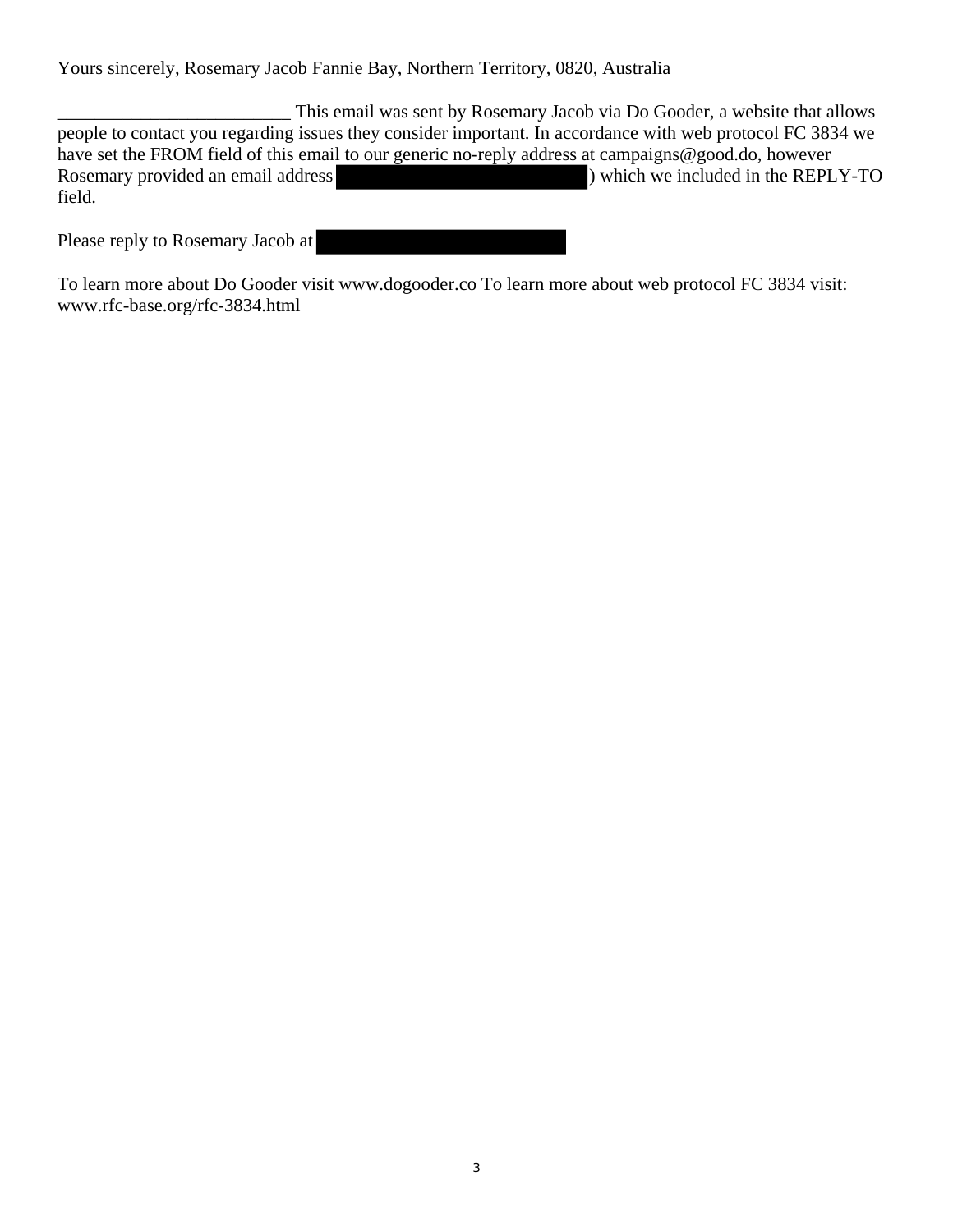Yours sincerely, Rosemary Jacob Fannie Bay, Northern Territory, 0820, Australia

_________________________ This email was sent by Rosemary Jacob via Do Gooder, a website that allows people to contact you regarding issues they consider important. In accordance with web protocol FC 3834 we have set the FROM field of this email to our generic no-reply address at campaigns@good.do, however Rosemary provided an email address ██████████ ) which we included in the REPLY-TO field.

Please reply to Rosemary Jacob at ██████████

To learn more about Do Gooder visit www.dogooder.co To learn more about web protocol FC 3834 visit: www.rfc-base.org/rfc-3834.html